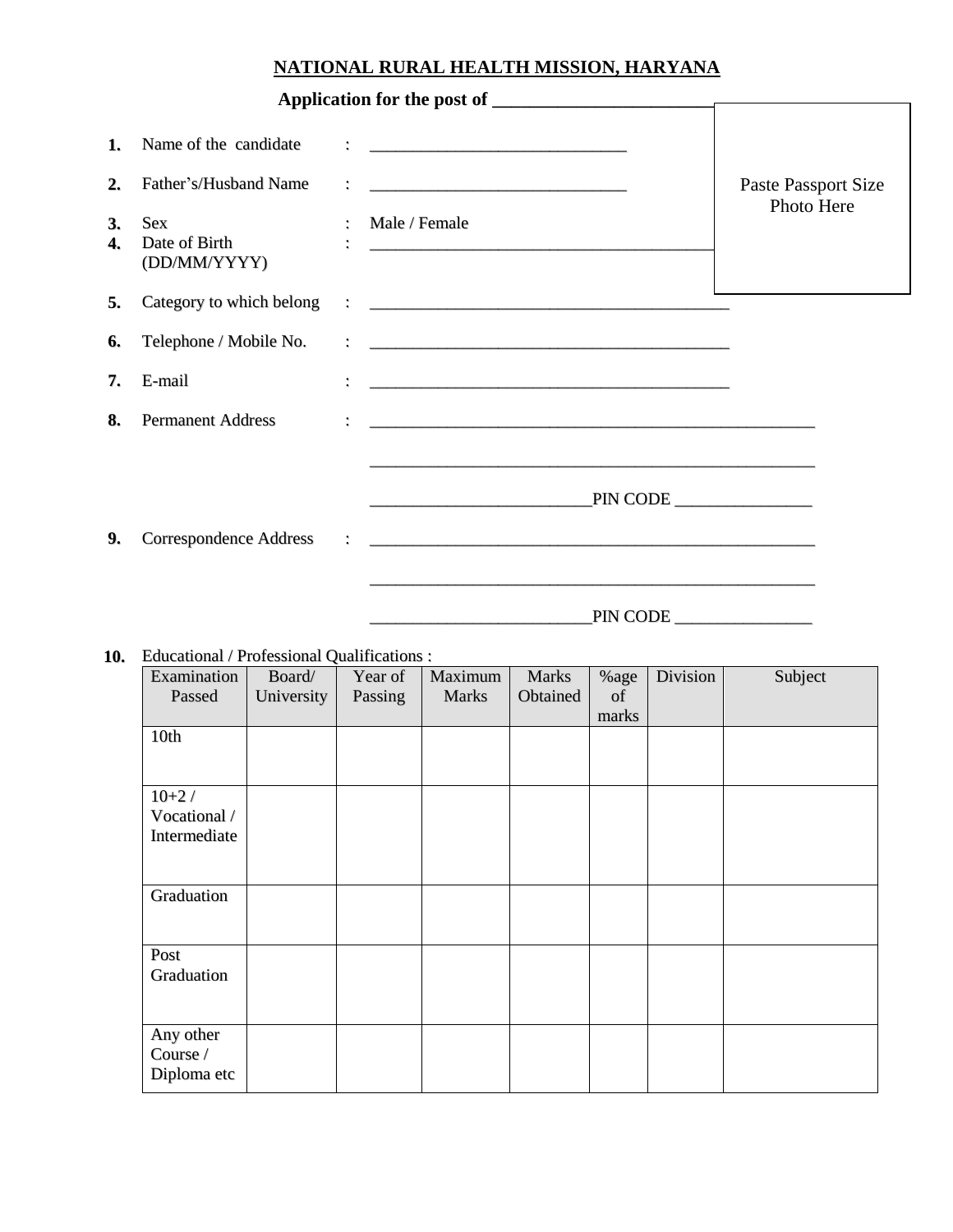# NATIONAL RURAL HEALTH MISSION, HARYANA

**Application for the post of ________________________**

Paste Passport Size Photo Here

**1.** Name of the candidate : ______________________________

**2.** Father's/Husband Name : ______________________________

**3.** Sex : Male / Female

**4.** Date of Birth (DD/MM/YYYY) : ________________________________________

**5.** Category to which belong : __________________________________________

**6.** Telephone / Mobile No. : __________________________________________

**7.** E-mail : __________________________________________

**8.** Permanent Address : ____________________________________________________

____________________________________________________

_________________________PIN CODE _______________

**9.** Correspondence Address : ____________________________________________________

____________________________________________________

_________________________PIN CODE _______________

**10.** Educational / Professional Qualifications :

| Examination Passed | Board/ University | Year of Passing | Maximum Marks | Marks Obtained | %age of marks | Division | Subject |
|---|---|---|---|---|---|---|---|
| 10th | | | | | | | |
| 10+2 / Vocational / Intermediate | | | | | | | |
| Graduation | | | | | | | |
| Post Graduation | | | | | | | |
| Any other Course / Diploma etc | | | | | | | |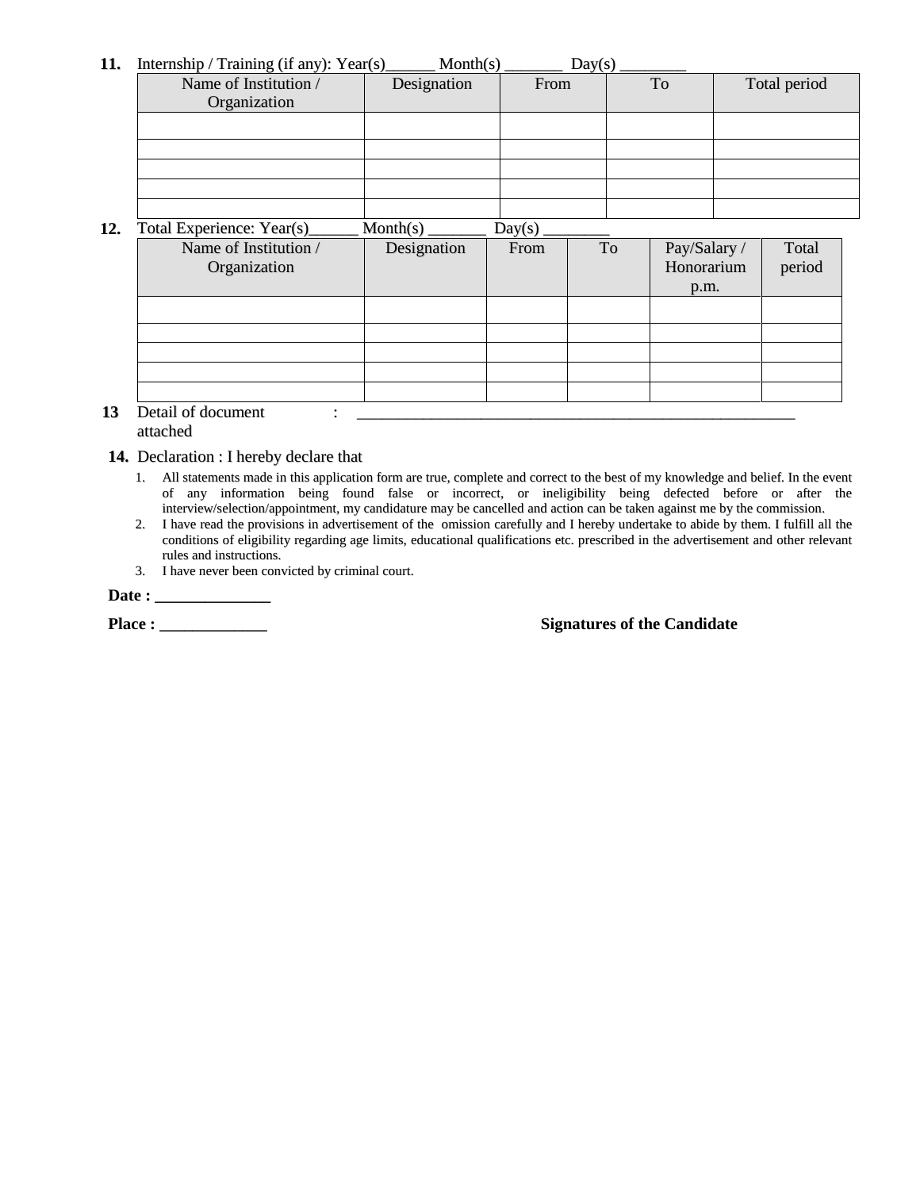**11.** Internship / Training (if any): Year(s)______ Month(s) _______ Day(s) ________

| Name of Institution / Organization | Designation | From | To | Total period |
|---|---|---|---|---|
| | | | | |
| | | | | |
| | | | | |
| | | | | |
| | | | | |

**12.** Total Experience: Year(s)______ Month(s) _______ Day(s) ________

| Name of Institution / Organization | Designation | From | To | Pay/Salary / Honorarium p.m. | Total period |
|---|---|---|---|---|---|
| | | | | | |
| | | | | | |
| | | | | | |
| | | | | | |
| | | | | | |

**13** Detail of document attached : ________________________________________________________

**14.** Declaration : I hereby declare that

1. All statements made in this application form are true, complete and correct to the best of my knowledge and belief. In the event of any information being found false or incorrect, or ineligibility being defected before or after the interview/selection/appointment, my candidature may be cancelled and action can be taken against me by the commission.
2. I have read the provisions in advertisement of the omission carefully and I hereby undertake to abide by them. I fulfill all the conditions of eligibility regarding age limits, educational qualifications etc. prescribed in the advertisement and other relevant rules and instructions.
3. I have never been convicted by criminal court.

**Date : ______________**

**Place : _____________** **Signatures of the Candidate**